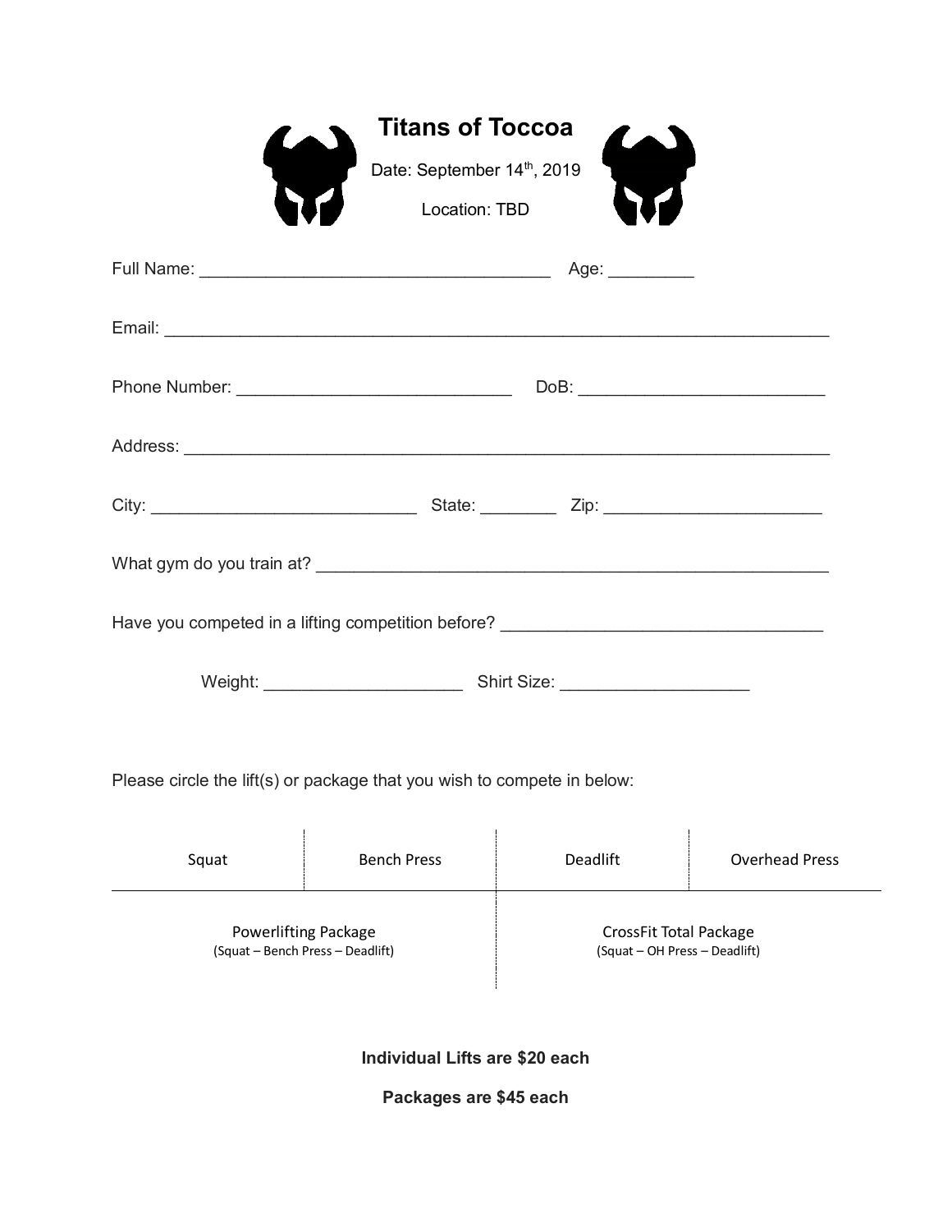# Titans of Toccoa

Date: September 14th, 2019

Location: TBD

Full Name: ____________________________________ Age: _________

Email: ______________________________________________________________________

Phone Number: _____________________________ DoB: __________________________

Address: _____________________________________________________________________

City: ___________________________ State: ________ Zip: _____________________

What gym do you train at? _______________________________________________

Have you competed in a lifting competition before? ______________________________

Weight: ____________________ Shirt Size: ___________________

Please circle the lift(s) or package that you wish to compete in below:

| Squat | Bench Press | Deadlift | Overhead Press |
|---|---|---|---|
| Powerlifting Package (Squat – Bench Press – Deadlift) | | CrossFit Total Package (Squat – OH Press – Deadlift) | |

**Individual Lifts are $20 each**

**Packages are $45 each**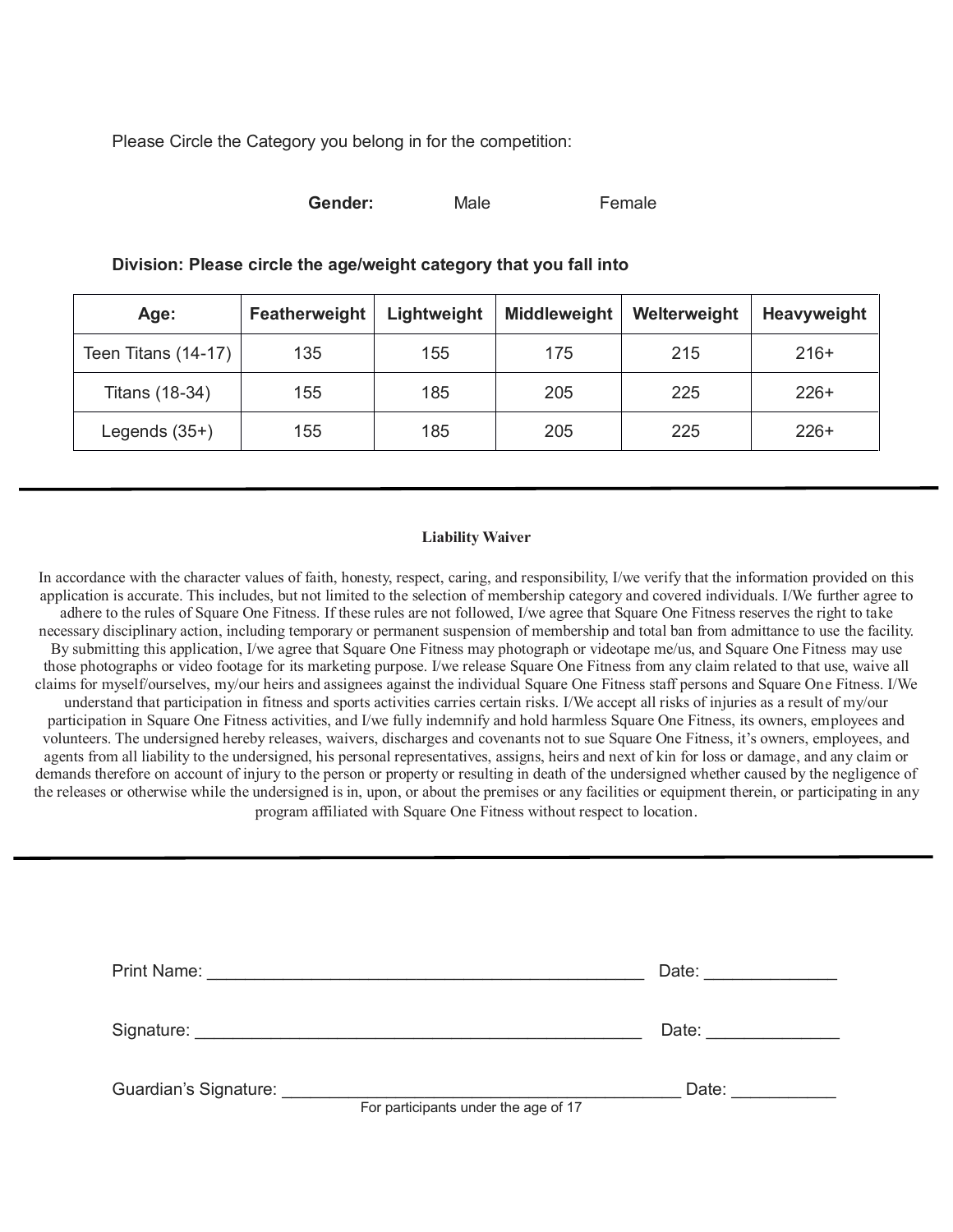Please Circle the Category you belong in for the competition:

**Gender:** Male Female

**Division: Please circle the age/weight category that you fall into**

| Age: | Featherweight | Lightweight | Middleweight | Welterweight | Heavyweight |
|---|---|---|---|---|---|
| Teen Titans (14-17) | 135 | 155 | 175 | 215 | 216+ |
| Titans (18-34) | 155 | 185 | 205 | 225 | 226+ |
| Legends (35+) | 155 | 185 | 205 | 225 | 226+ |

---

**Liability Waiver**

In accordance with the character values of faith, honesty, respect, caring, and responsibility, I/we verify that the information provided on this application is accurate. This includes, but not limited to the selection of membership category and covered individuals. I/We further agree to adhere to the rules of Square One Fitness. If these rules are not followed, I/we agree that Square One Fitness reserves the right to take necessary disciplinary action, including temporary or permanent suspension of membership and total ban from admittance to use the facility. By submitting this application, I/we agree that Square One Fitness may photograph or videotape me/us, and Square One Fitness may use those photographs or video footage for its marketing purpose. I/we release Square One Fitness from any claim related to that use, waive all claims for myself/ourselves, my/our heirs and assignees against the individual Square One Fitness staff persons and Square One Fitness. I/We understand that participation in fitness and sports activities carries certain risks. I/We accept all risks of injuries as a result of my/our participation in Square One Fitness activities, and I/we fully indemnify and hold harmless Square One Fitness, its owners, employees and volunteers. The undersigned hereby releases, waivers, discharges and covenants not to sue Square One Fitness, it's owners, employees, and agents from all liability to the undersigned, his personal representatives, assigns, heirs and next of kin for loss or damage, and any claim or demands therefore on account of injury to the person or property or resulting in death of the undersigned whether caused by the negligence of the releases or otherwise while the undersigned is in, upon, or about the premises or any facilities or equipment therein, or participating in any program affiliated with Square One Fitness without respect to location.

---

Print Name: ________________________________________________ Date: ______________

Signature: _________________________________________________ Date: ______________

Guardian's Signature: ___________________________________________ Date: ___________

For participants under the age of 17